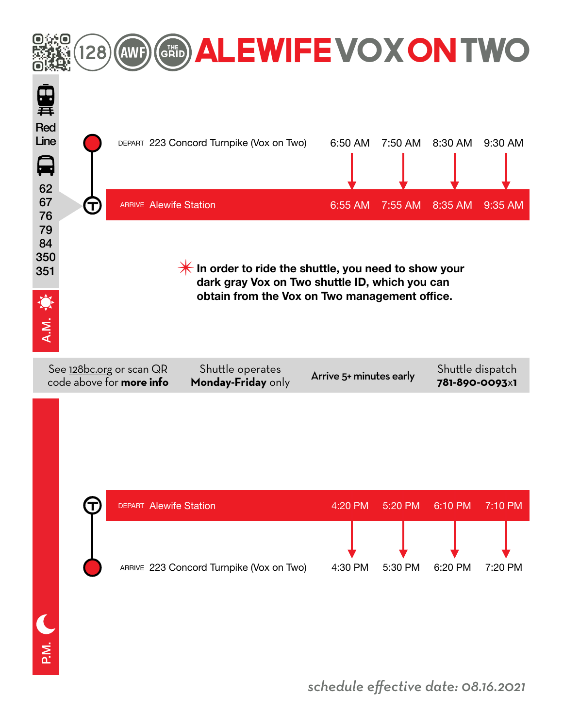# ALEWIFE VOX ON TWO

128 · AWF · THE GRID

**Red Line**

Bus: 62, 67, 76, 79, 84, 350, 351

## A.M.

| | 1 | 2 | 3 | 4 |
|---|---|---|---|---|
| DEPART 223 Concord Turnpike (Vox on Two) | 6:50 AM | 7:50 AM | 8:30 AM | 9:30 AM |
| ARRIVE Alewife Station | 6:55 AM | 7:55 AM | 8:35 AM | 9:35 AM |

✳ **In order to ride the shuttle, you need to show your dark gray Vox on Two shuttle ID, which you can obtain from the Vox on Two management office.**

See 128bc.org or scan QR code above for **more info**

Shuttle operates **Monday-Friday** only

**Arrive 5+ minutes early**

Shuttle dispatch **781-890-0093x1**

## P.M.

| | 1 | 2 | 3 | 4 |
|---|---|---|---|---|
| DEPART Alewife Station | 4:20 PM | 5:20 PM | 6:10 PM | 7:10 PM |
| ARRIVE 223 Concord Turnpike (Vox on Two) | 4:30 PM | 5:30 PM | 6:20 PM | 7:20 PM |

*schedule effective date: 08.16.2021*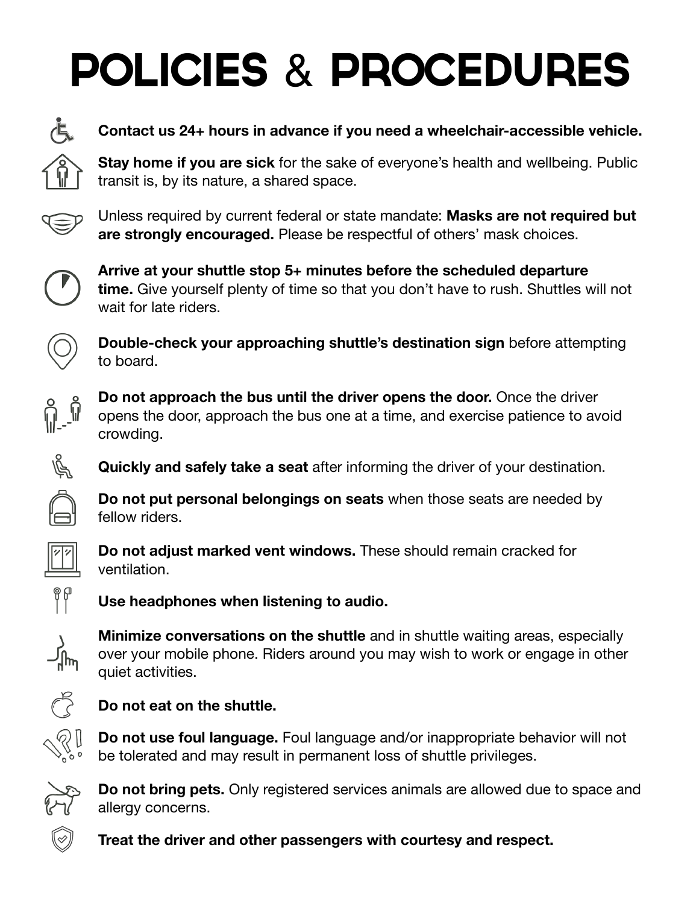# POLICIES & PROCEDURES

**Contact us 24+ hours in advance if you need a wheelchair-accessible vehicle.**

**Stay home if you are sick** for the sake of everyone's health and wellbeing. Public transit is, by its nature, a shared space.

Unless required by current federal or state mandate: **Masks are not required but are strongly encouraged.** Please be respectful of others' mask choices.

**Arrive at your shuttle stop 5+ minutes before the scheduled departure time.** Give yourself plenty of time so that you don't have to rush. Shuttles will not wait for late riders.

**Double-check your approaching shuttle's destination sign** before attempting to board.

**Do not approach the bus until the driver opens the door.** Once the driver opens the door, approach the bus one at a time, and exercise patience to avoid crowding.

**Quickly and safely take a seat** after informing the driver of your destination.

**Do not put personal belongings on seats** when those seats are needed by fellow riders.

**Do not adjust marked vent windows.** These should remain cracked for ventilation.

**Use headphones when listening to audio.**

**Minimize conversations on the shuttle** and in shuttle waiting areas, especially over your mobile phone. Riders around you may wish to work or engage in other quiet activities.

**Do not eat on the shuttle.**

**Do not use foul language.** Foul language and/or inappropriate behavior will not be tolerated and may result in permanent loss of shuttle privileges.

**Do not bring pets.** Only registered services animals are allowed due to space and allergy concerns.

**Treat the driver and other passengers with courtesy and respect.**